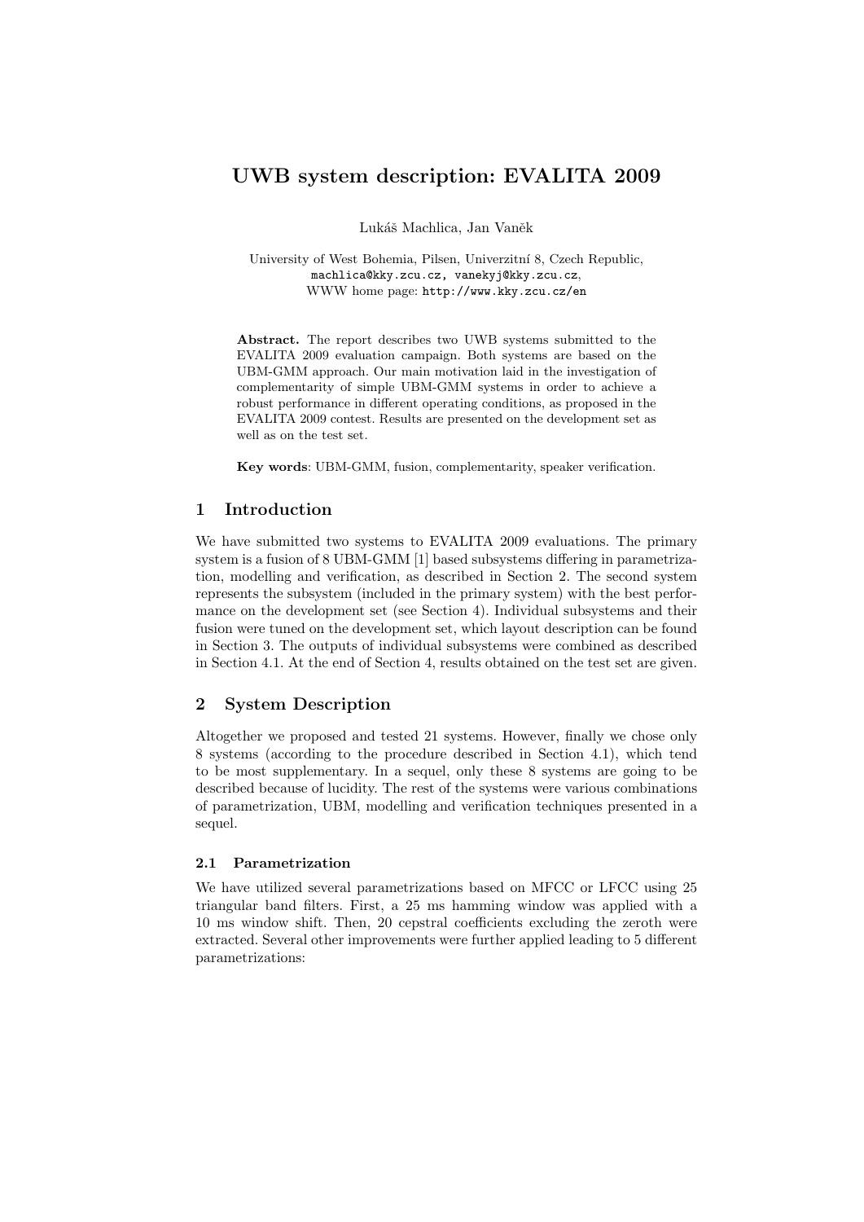# UWB system description: EVALITA 2009

Lukáš Machlica, Jan Vaněk

University of West Bohemia, Pilsen, Univerzitní 8, Czech Republic,
machlica@kky.zcu.cz, vanekyj@kky.zcu.cz,
WWW home page: http://www.kky.zcu.cz/en

**Abstract.** The report describes two UWB systems submitted to the EVALITA 2009 evaluation campaign. Both systems are based on the UBM-GMM approach. Our main motivation laid in the investigation of complementarity of simple UBM-GMM systems in order to achieve a robust performance in different operating conditions, as proposed in the EVALITA 2009 contest. Results are presented on the development set as well as on the test set.

**Key words**: UBM-GMM, fusion, complementarity, speaker verification.

## 1 Introduction

We have submitted two systems to EVALITA 2009 evaluations. The primary system is a fusion of 8 UBM-GMM [1] based subsystems differing in parametrization, modelling and verification, as described in Section 2. The second system represents the subsystem (included in the primary system) with the best performance on the development set (see Section 4). Individual subsystems and their fusion were tuned on the development set, which layout description can be found in Section 3. The outputs of individual subsystems were combined as described in Section 4.1. At the end of Section 4, results obtained on the test set are given.

## 2 System Description

Altogether we proposed and tested 21 systems. However, finally we chose only 8 systems (according to the procedure described in Section 4.1), which tend to be most supplementary. In a sequel, only these 8 systems are going to be described because of lucidity. The rest of the systems were various combinations of parametrization, UBM, modelling and verification techniques presented in a sequel.

### 2.1 Parametrization

We have utilized several parametrizations based on MFCC or LFCC using 25 triangular band filters. First, a 25 ms hamming window was applied with a 10 ms window shift. Then, 20 cepstral coefficients excluding the zeroth were extracted. Several other improvements were further applied leading to 5 different parametrizations: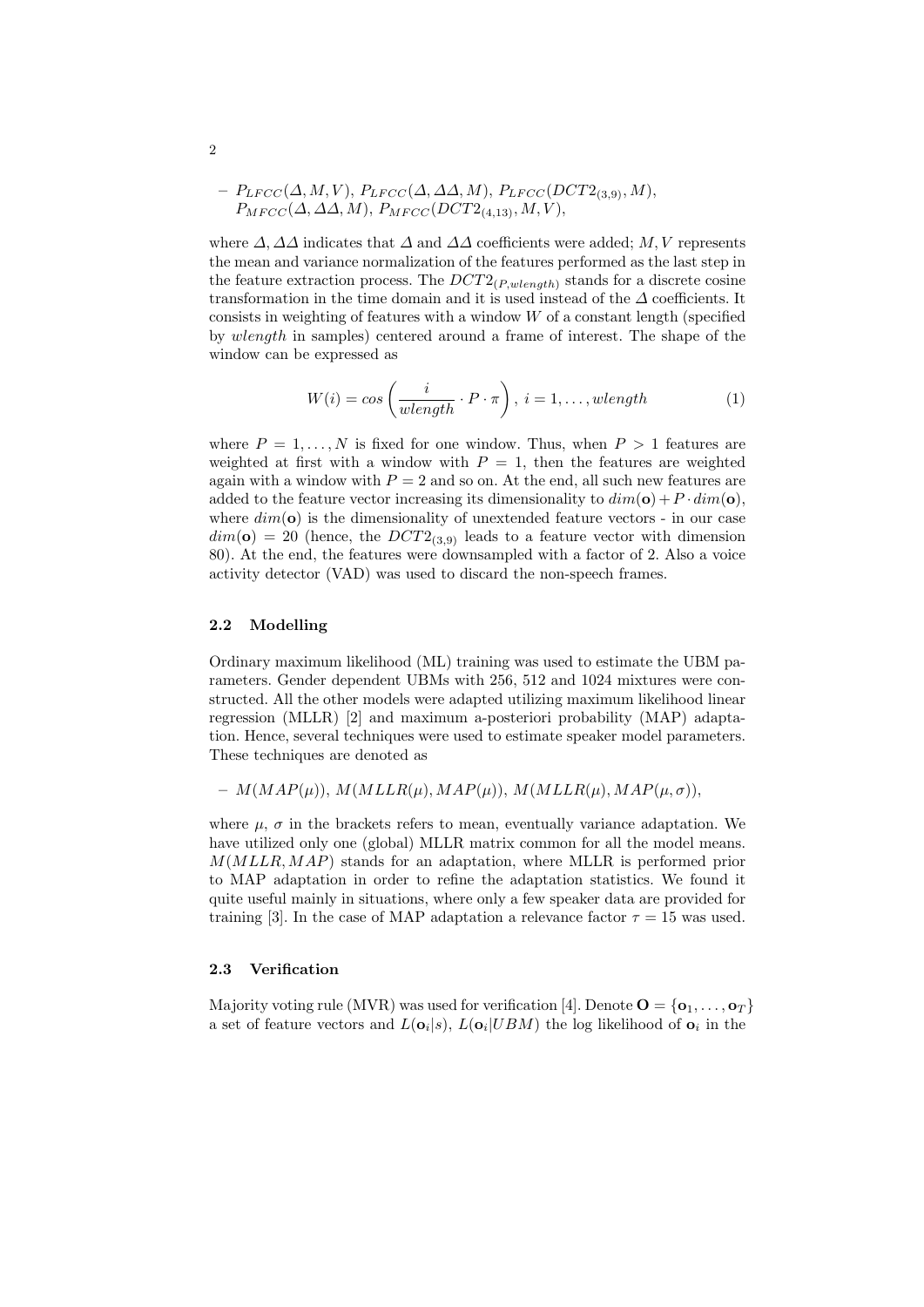- $P_{LFCC}(\Delta, M, V)$, $P_{LFCC}(\Delta, \Delta\Delta, M)$, $P_{LFCC}(DCT2_{(3,9)}, M)$, $P_{MFCC}(\Delta, \Delta\Delta, M)$, $P_{MFCC}(DCT2_{(4,13)}, M, V)$,

where $\Delta, \Delta\Delta$ indicates that $\Delta$ and $\Delta\Delta$ coefficients were added; $M, V$ represents the mean and variance normalization of the features performed as the last step in the feature extraction process. The $DCT2_{(P,wlength)}$ stands for a discrete cosine transformation in the time domain and it is used instead of the $\Delta$ coefficients. It consists in weighting of features with a window $W$ of a constant length (specified by $wlength$ in samples) centered around a frame of interest. The shape of the window can be expressed as

$$W(i) = cos\left(\frac{i}{wlength} \cdot P \cdot \pi\right),\ i = 1, \ldots, wlength \tag{1}$$

where $P = 1, \ldots, N$ is fixed for one window. Thus, when $P > 1$ features are weighted at first with a window with $P = 1$, then the features are weighted again with a window with $P = 2$ and so on. At the end, all such new features are added to the feature vector increasing its dimensionality to $dim(\mathbf{o}) + P \cdot dim(\mathbf{o})$, where $dim(\mathbf{o})$ is the dimensionality of unextended feature vectors - in our case $dim(\mathbf{o}) = 20$ (hence, the $DCT2_{(3,9)}$ leads to a feature vector with dimension 80). At the end, the features were downsampled with a factor of 2. Also a voice activity detector (VAD) was used to discard the non-speech frames.

### 2.2 Modelling

Ordinary maximum likelihood (ML) training was used to estimate the UBM parameters. Gender dependent UBMs with 256, 512 and 1024 mixtures were constructed. All the other models were adapted utilizing maximum likelihood linear regression (MLLR) [2] and maximum a-posteriori probability (MAP) adaptation. Hence, several techniques were used to estimate speaker model parameters. These techniques are denoted as

- $M(MAP(\mu))$, $M(MLLR(\mu), MAP(\mu))$, $M(MLLR(\mu), MAP(\mu, \sigma))$,

where $\mu$, $\sigma$ in the brackets refers to mean, eventually variance adaptation. We have utilized only one (global) MLLR matrix common for all the model means. $M(MLLR, MAP)$ stands for an adaptation, where MLLR is performed prior to MAP adaptation in order to refine the adaptation statistics. We found it quite useful mainly in situations, where only a few speaker data are provided for training [3]. In the case of MAP adaptation a relevance factor $\tau = 15$ was used.

### 2.3 Verification

Majority voting rule (MVR) was used for verification [4]. Denote $\mathbf{O} = \{\mathbf{o}_1, \ldots, \mathbf{o}_T\}$ a set of feature vectors and $L(\mathbf{o}_i|s)$, $L(\mathbf{o}_i|UBM)$ the log likelihood of $\mathbf{o}_i$ in the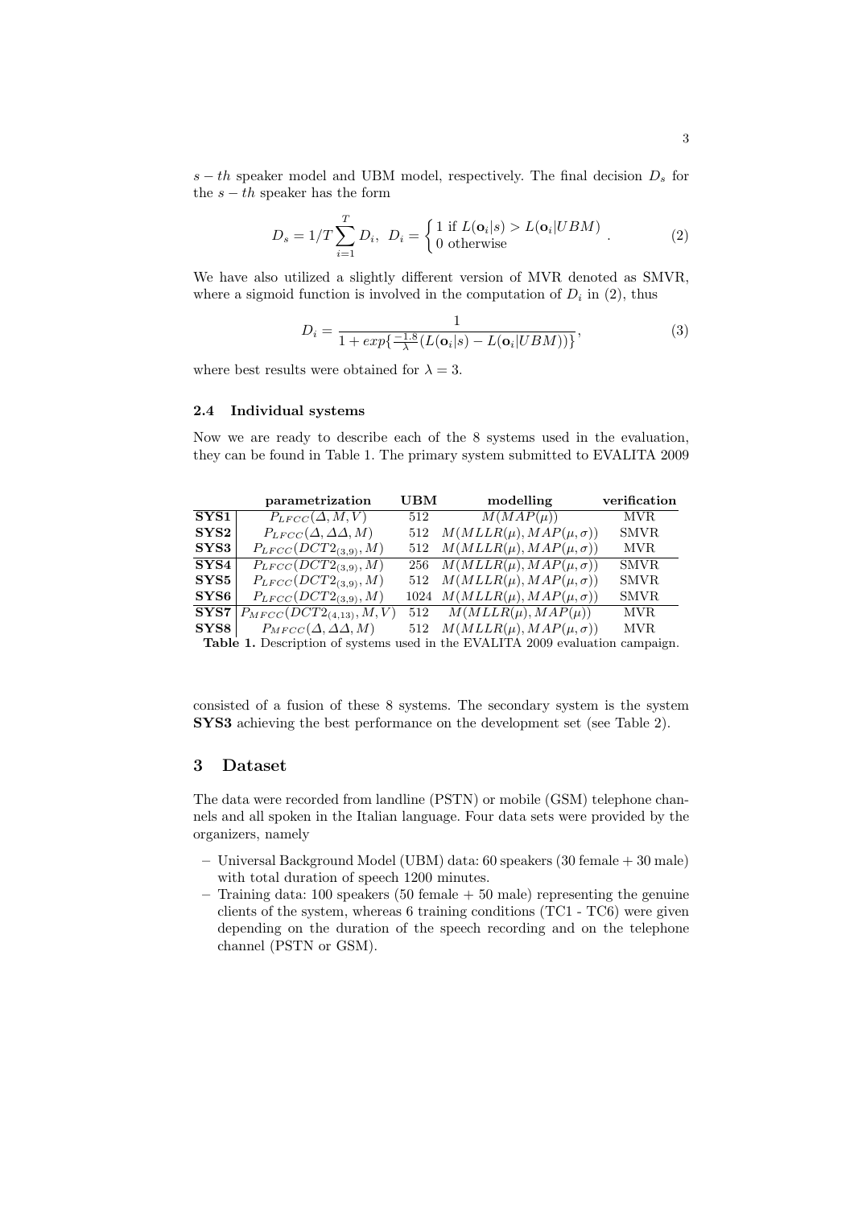$s-th$ speaker model and UBM model, respectively. The final decision $D_s$ for the $s-th$ speaker has the form

$$D_s = 1/T \sum_{i=1}^{T} D_i, \;\; D_i = \begin{cases} 1 \text{ if } L(\mathbf{o}_i|s) > L(\mathbf{o}_i|UBM) \\ 0 \text{ otherwise} \end{cases} . \tag{2}$$

We have also utilized a slightly different version of MVR denoted as SMVR, where a sigmoid function is involved in the computation of $D_i$ in (2), thus

$$D_i = \frac{1}{1 + exp\{\frac{-1.8}{\lambda}(L(\mathbf{o}_i|s) - L(\mathbf{o}_i|UBM))\}}, \tag{3}$$

where best results were obtained for $\lambda = 3$.

### 2.4 Individual systems

Now we are ready to describe each of the 8 systems used in the evaluation, they can be found in Table 1. The primary system submitted to EVALITA 2009 consisted of a fusion of these 8 systems. The secondary system is the system **SYS3** achieving the best performance on the development set (see Table 2).

| | **parametrization** | **UBM** | **modelling** | **verification** |
|---|---|---|---|---|
| **SYS1** | $P_{LFCC}(\Delta, M, V)$ | 512 | $M(MAP(\mu))$ | MVR |
| **SYS2** | $P_{LFCC}(\Delta, \Delta\Delta, M)$ | 512 | $M(MLLR(\mu), MAP(\mu, \sigma))$ | SMVR |
| **SYS3** | $P_{LFCC}(DCT2_{(3,9)}, M)$ | 512 | $M(MLLR(\mu), MAP(\mu, \sigma))$ | MVR |
| **SYS4** | $P_{LFCC}(DCT2_{(3,9)}, M)$ | 256 | $M(MLLR(\mu), MAP(\mu, \sigma))$ | SMVR |
| **SYS5** | $P_{LFCC}(DCT2_{(3,9)}, M)$ | 512 | $M(MLLR(\mu), MAP(\mu, \sigma))$ | SMVR |
| **SYS6** | $P_{LFCC}(DCT2_{(3,9)}, M)$ | 1024 | $M(MLLR(\mu), MAP(\mu, \sigma))$ | SMVR |
| **SYS7** | $P_{MFCC}(DCT2_{(4,13)}, M, V)$ | 512 | $M(MLLR(\mu), MAP(\mu))$ | MVR |
| **SYS8** | $P_{MFCC}(\Delta, \Delta\Delta, M)$ | 512 | $M(MLLR(\mu), MAP(\mu, \sigma))$ | MVR |

**Table 1.** Description of systems used in the EVALITA 2009 evaluation campaign.

## 3 Dataset

The data were recorded from landline (PSTN) or mobile (GSM) telephone channels and all spoken in the Italian language. Four data sets were provided by the organizers, namely

- Universal Background Model (UBM) data: 60 speakers (30 female + 30 male) with total duration of speech 1200 minutes.
- Training data: 100 speakers (50 female + 50 male) representing the genuine clients of the system, whereas 6 training conditions (TC1 - TC6) were given depending on the duration of the speech recording and on the telephone channel (PSTN or GSM).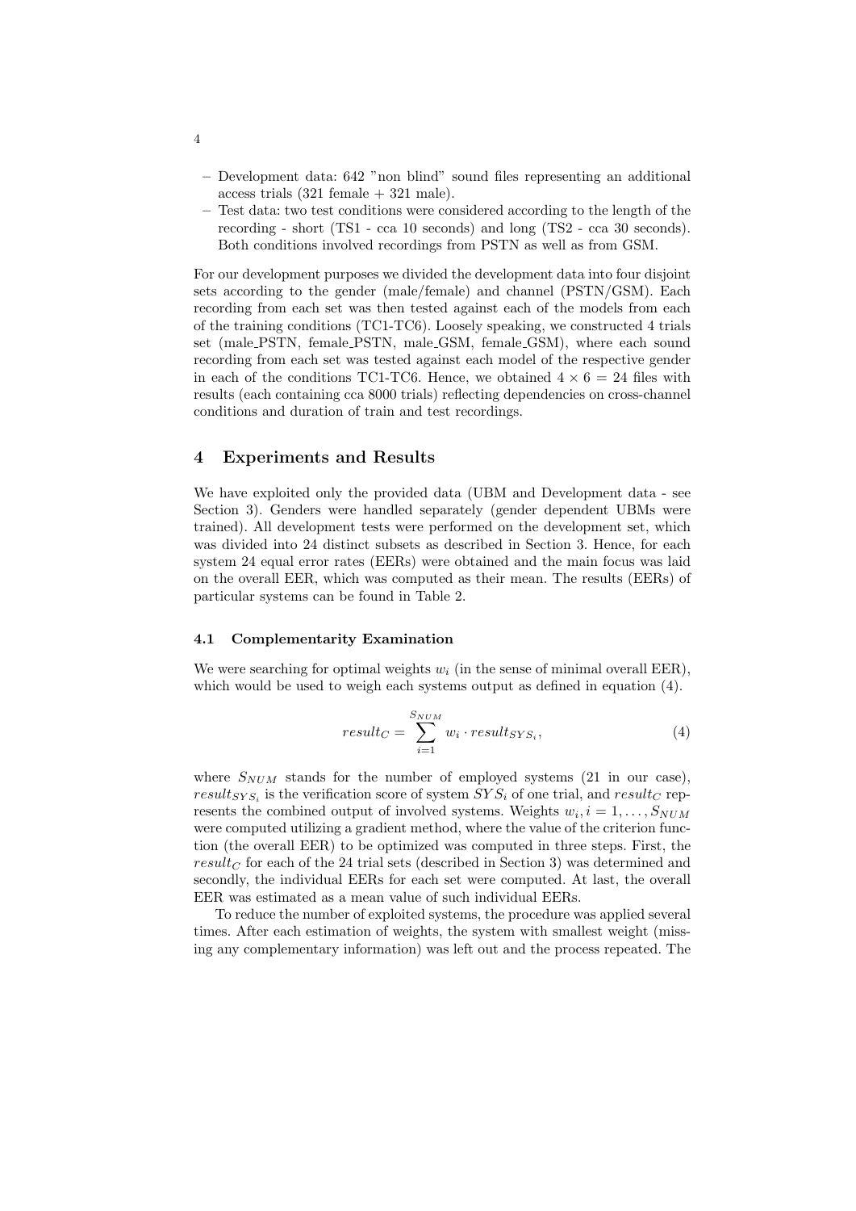– Development data: 642 "non blind" sound files representing an additional access trials (321 female + 321 male).
– Test data: two test conditions were considered according to the length of the recording - short (TS1 - cca 10 seconds) and long (TS2 - cca 30 seconds). Both conditions involved recordings from PSTN as well as from GSM.

For our development purposes we divided the development data into four disjoint sets according to the gender (male/female) and channel (PSTN/GSM). Each recording from each set was then tested against each of the models from each of the training conditions (TC1-TC6). Loosely speaking, we constructed 4 trials set (male_PSTN, female_PSTN, male_GSM, female_GSM), where each sound recording from each set was tested against each model of the respective gender in each of the conditions TC1-TC6. Hence, we obtained $4 \times 6 = 24$ files with results (each containing cca 8000 trials) reflecting dependencies on cross-channel conditions and duration of train and test recordings.

## 4 Experiments and Results

We have exploited only the provided data (UBM and Development data - see Section 3). Genders were handled separately (gender dependent UBMs were trained). All development tests were performed on the development set, which was divided into 24 distinct subsets as described in Section 3. Hence, for each system 24 equal error rates (EERs) were obtained and the main focus was laid on the overall EER, which was computed as their mean. The results (EERs) of particular systems can be found in Table 2.

### 4.1 Complementarity Examination

We were searching for optimal weights $w_i$ (in the sense of minimal overall EER), which would be used to weigh each systems output as defined in equation (4).

$$result_C = \sum_{i=1}^{S_{NUM}} w_i \cdot result_{SYS_i}, \tag{4}$$

where $S_{NUM}$ stands for the number of employed systems (21 in our case), $result_{SYS_i}$ is the verification score of system $SYS_i$ of one trial, and $result_C$ represents the combined output of involved systems. Weights $w_i, i = 1, \ldots, S_{NUM}$ were computed utilizing a gradient method, where the value of the criterion function (the overall EER) to be optimized was computed in three steps. First, the $result_C$ for each of the 24 trial sets (described in Section 3) was determined and secondly, the individual EERs for each set were computed. At last, the overall EER was estimated as a mean value of such individual EERs.

To reduce the number of exploited systems, the procedure was applied several times. After each estimation of weights, the system with smallest weight (missing any complementary information) was left out and the process repeated. The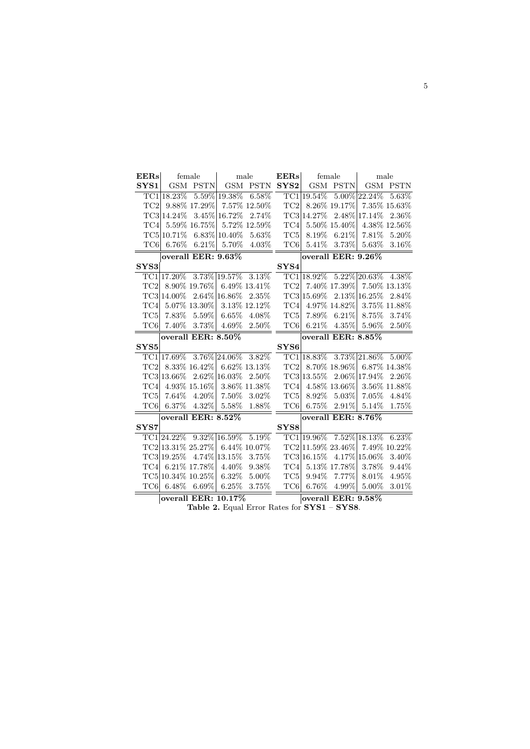| **EERs** | female | | male | | **EERs** | female | | male | |
|---|---|---|---|---|---|---|---|---|---|
| **SYS1** | GSM | PSTN | GSM | PSTN | **SYS2** | GSM | PSTN | GSM | PSTN |
| TC1 | 18.23% | 5.59% | 19.38% | 6.58% | TC1 | 19.54% | 5.00% | 22.24% | 5.63% |
| TC2 | 9.88% | 17.29% | 7.57% | 12.50% | TC2 | 8.26% | 19.17% | 7.35% | 15.63% |
| TC3 | 14.24% | 3.45% | 16.72% | 2.74% | TC3 | 14.27% | 2.48% | 17.14% | 2.36% |
| TC4 | 5.59% | 16.75% | 5.72% | 12.59% | TC4 | 5.50% | 15.40% | 4.38% | 12.56% |
| TC5 | 10.71% | 6.83% | 10.40% | 5.63% | TC5 | 8.19% | 6.21% | 7.81% | 5.20% |
| TC6 | 6.76% | 6.21% | 5.70% | 4.03% | TC6 | 5.41% | 3.73% | 5.63% | 3.16% |
| | **overall EER: 9.63%** | | | | | **overall EER: 9.26%** | | | |
| **SYS3** | | | | | **SYS4** | | | | |
| TC1 | 17.20% | 3.73% | 19.57% | 3.13% | TC1 | 18.92% | 5.22% | 20.63% | 4.38% |
| TC2 | 8.90% | 19.76% | 6.49% | 13.41% | TC2 | 7.40% | 17.39% | 7.50% | 13.13% |
| TC3 | 14.00% | 2.64% | 16.86% | 2.35% | TC3 | 15.69% | 2.13% | 16.25% | 2.84% |
| TC4 | 5.07% | 13.30% | 3.13% | 12.12% | TC4 | 4.97% | 14.82% | 3.75% | 11.88% |
| TC5 | 7.83% | 5.59% | 6.65% | 4.08% | TC5 | 7.89% | 6.21% | 8.75% | 3.74% |
| TC6 | 7.40% | 3.73% | 4.69% | 2.50% | TC6 | 6.21% | 4.35% | 5.96% | 2.50% |
| | **overall EER: 8.50%** | | | | | **overall EER: 8.85%** | | | |
| **SYS5** | | | | | **SYS6** | | | | |
| TC1 | 17.69% | 3.76% | 24.06% | 3.82% | TC1 | 18.83% | 3.73% | 21.86% | 5.00% |
| TC2 | 8.33% | 16.42% | 6.62% | 13.13% | TC2 | 8.70% | 18.96% | 6.87% | 14.38% |
| TC3 | 13.66% | 2.62% | 16.03% | 2.50% | TC3 | 13.55% | 2.06% | 17.94% | 2.26% |
| TC4 | 4.93% | 15.16% | 3.86% | 11.38% | TC4 | 4.58% | 13.66% | 3.56% | 11.88% |
| TC5 | 7.64% | 4.20% | 7.50% | 3.02% | TC5 | 8.92% | 5.03% | 7.05% | 4.84% |
| TC6 | 6.37% | 4.32% | 5.58% | 1.88% | TC6 | 6.75% | 2.91% | 5.14% | 1.75% |
| | **overall EER: 8.52%** | | | | | **overall EER: 8.76%** | | | |
| **SYS7** | | | | | **SYS8** | | | | |
| TC1 | 24.22% | 9.32% | 16.59% | 5.19% | TC1 | 19.96% | 7.52% | 18.13% | 6.23% |
| TC2 | 13.31% | 25.27% | 6.44% | 10.07% | TC2 | 11.59% | 23.46% | 7.49% | 10.22% |
| TC3 | 19.25% | 4.74% | 13.15% | 3.75% | TC3 | 16.15% | 4.17% | 15.06% | 3.40% |
| TC4 | 6.21% | 17.78% | 4.40% | 9.38% | TC4 | 5.13% | 17.78% | 3.78% | 9.44% |
| TC5 | 10.34% | 10.25% | 6.32% | 5.00% | TC5 | 9.94% | 7.77% | 8.01% | 4.95% |
| TC6 | 6.48% | 6.69% | 6.25% | 3.75% | TC6 | 6.76% | 4.99% | 5.00% | 3.01% |
| | **overall EER: 10.17%** | | | | | **overall EER: 9.58%** | | | |

**Table 2.** Equal Error Rates for **SYS1** – **SYS8**.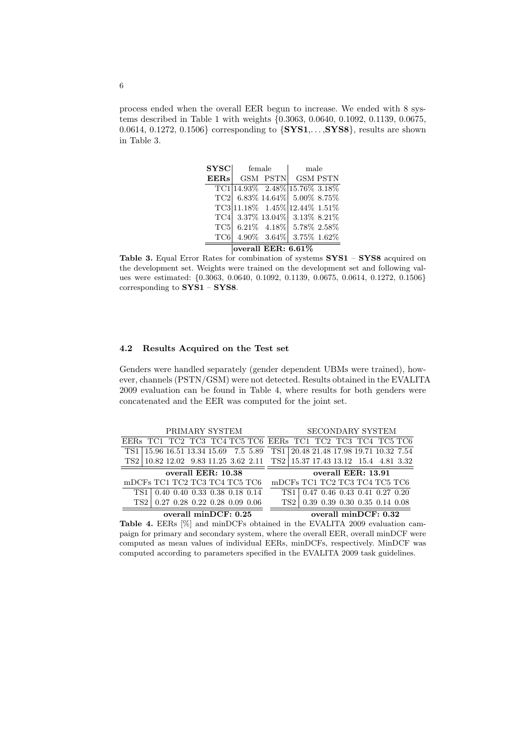process ended when the overall EER begun to increase. We ended with 8 systems described in Table 1 with weights {0.3063, 0.0640, 0.1092, 0.1139, 0.0675, 0.0614, 0.1272, 0.1506} corresponding to {**SYS1**,...,**SYS8**}, results are shown in Table 3.

| **SYSC** | female | | male | |
|---|---|---|---|---|
| **EERs** | GSM | PSTN | GSM | PSTN |
| TC1 | 14.93% | 2.48% | 15.76% | 3.18% |
| TC2 | 6.83% | 14.64% | 5.00% | 8.75% |
| TC3 | 11.18% | 1.45% | 12.44% | 1.51% |
| TC4 | 3.37% | 13.04% | 3.13% | 8.21% |
| TC5 | 6.21% | 4.18% | 5.78% | 2.58% |
| TC6 | 4.90% | 3.64% | 3.75% | 1.62% |
| | **overall EER: 6.61%** | | | |

**Table 3.** Equal Error Rates for combination of systems **SYS1** – **SYS8** acquired on the development set. Weights were trained on the development set and following values were estimated: {0.3063, 0.0640, 0.1092, 0.1139, 0.0675, 0.0614, 0.1272, 0.1506} corresponding to **SYS1** – **SYS8**.

### 4.2 Results Acquired on the Test set

Genders were handled separately (gender dependent UBMs were trained), however, channels (PSTN/GSM) were not detected. Results obtained in the EVALITA 2009 evaluation can be found in Table 4, where results for both genders were concatenated and the EER was computed for the joint set.

| PRIMARY SYSTEM | | | | | | | SECONDARY SYSTEM | | | | | | |
|---|---|---|---|---|---|---|---|---|---|---|---|---|---|
| EERs | TC1 | TC2 | TC3 | TC4 | TC5 | TC6 | EERs | TC1 | TC2 | TC3 | TC4 | TC5 | TC6 |
| TS1 | 15.96 | 16.51 | 13.34 | 15.69 | 7.5 | 5.89 | TS1 | 20.48 | 21.48 | 17.98 | 19.71 | 10.32 | 7.54 |
| TS2 | 10.82 | 12.02 | 9.83 | 11.25 | 3.62 | 2.11 | TS2 | 15.37 | 17.43 | 13.12 | 15.4 | 4.81 | 3.32 |
| **overall EER: 10.38** | | | | | | | **overall EER: 13.91** | | | | | | |
| mDCFs | TC1 | TC2 | TC3 | TC4 | TC5 | TC6 | mDCFs | TC1 | TC2 | TC3 | TC4 | TC5 | TC6 |
| TS1 | 0.40 | 0.40 | 0.33 | 0.38 | 0.18 | 0.14 | TS1 | 0.47 | 0.46 | 0.43 | 0.41 | 0.27 | 0.20 |
| TS2 | 0.27 | 0.28 | 0.22 | 0.28 | 0.09 | 0.06 | TS2 | 0.39 | 0.39 | 0.30 | 0.35 | 0.14 | 0.08 |
| **overall minDCF: 0.25** | | | | | | | **overall minDCF: 0.32** | | | | | | |

**Table 4.** EERs [%] and minDCFs obtained in the EVALITA 2009 evaluation campaign for primary and secondary system, where the overall EER, overall minDCF were computed as mean values of individual EERs, minDCFs, respectively. MinDCF was computed according to parameters specified in the EVALITA 2009 task guidelines.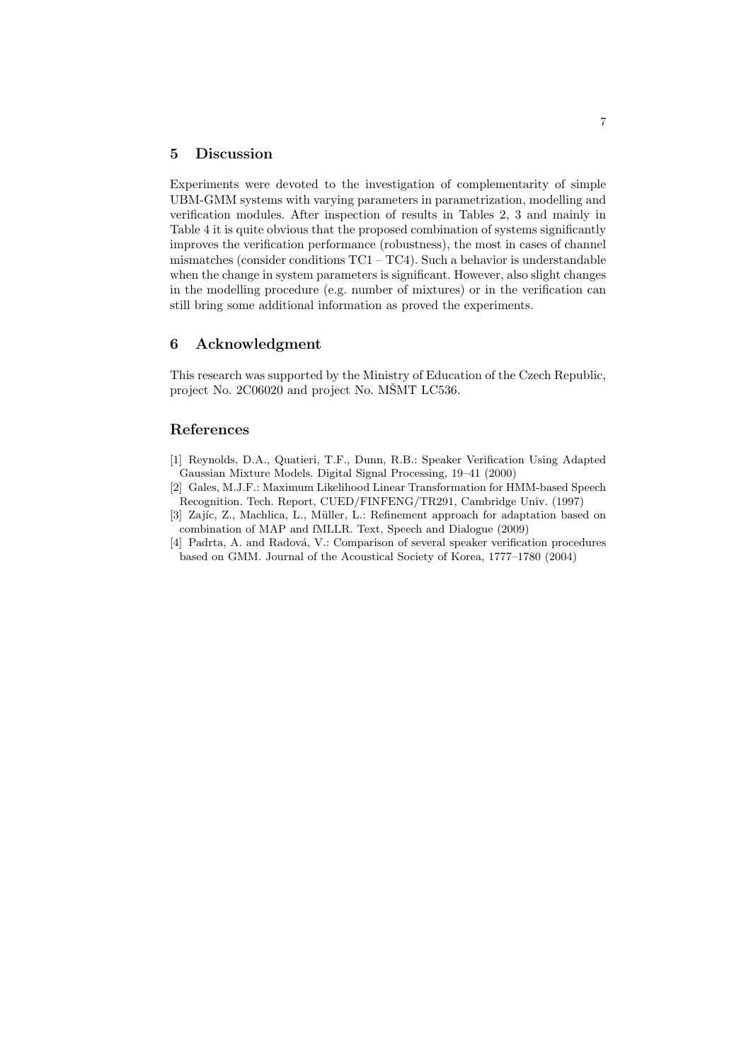## 5 Discussion

Experiments were devoted to the investigation of complementarity of simple UBM-GMM systems with varying parameters in parametrization, modelling and verification modules. After inspection of results in Tables 2, 3 and mainly in Table 4 it is quite obvious that the proposed combination of systems significantly improves the verification performance (robustness), the most in cases of channel mismatches (consider conditions TC1 – TC4). Such a behavior is understandable when the change in system parameters is significant. However, also slight changes in the modelling procedure (e.g. number of mixtures) or in the verification can still bring some additional information as proved the experiments.

## 6 Acknowledgment

This research was supported by the Ministry of Education of the Czech Republic, project No. 2C06020 and project No. MŠMT LC536.

## References

[1] Reynolds, D.A., Quatieri, T.F., Dunn, R.B.: Speaker Verification Using Adapted Gaussian Mixture Models. Digital Signal Processing, 19–41 (2000)

[2] Gales, M.J.F.: Maximum Likelihood Linear Transformation for HMM-based Speech Recognition. Tech. Report, CUED/FINFENG/TR291, Cambridge Univ. (1997)

[3] Zajíc, Z., Machlica, L., Müller, L.: Refinement approach for adaptation based on combination of MAP and fMLLR. Text, Speech and Dialogue (2009)

[4] Padrta, A. and Radová, V.: Comparison of several speaker verification procedures based on GMM. Journal of the Acoustical Society of Korea, 1777–1780 (2004)